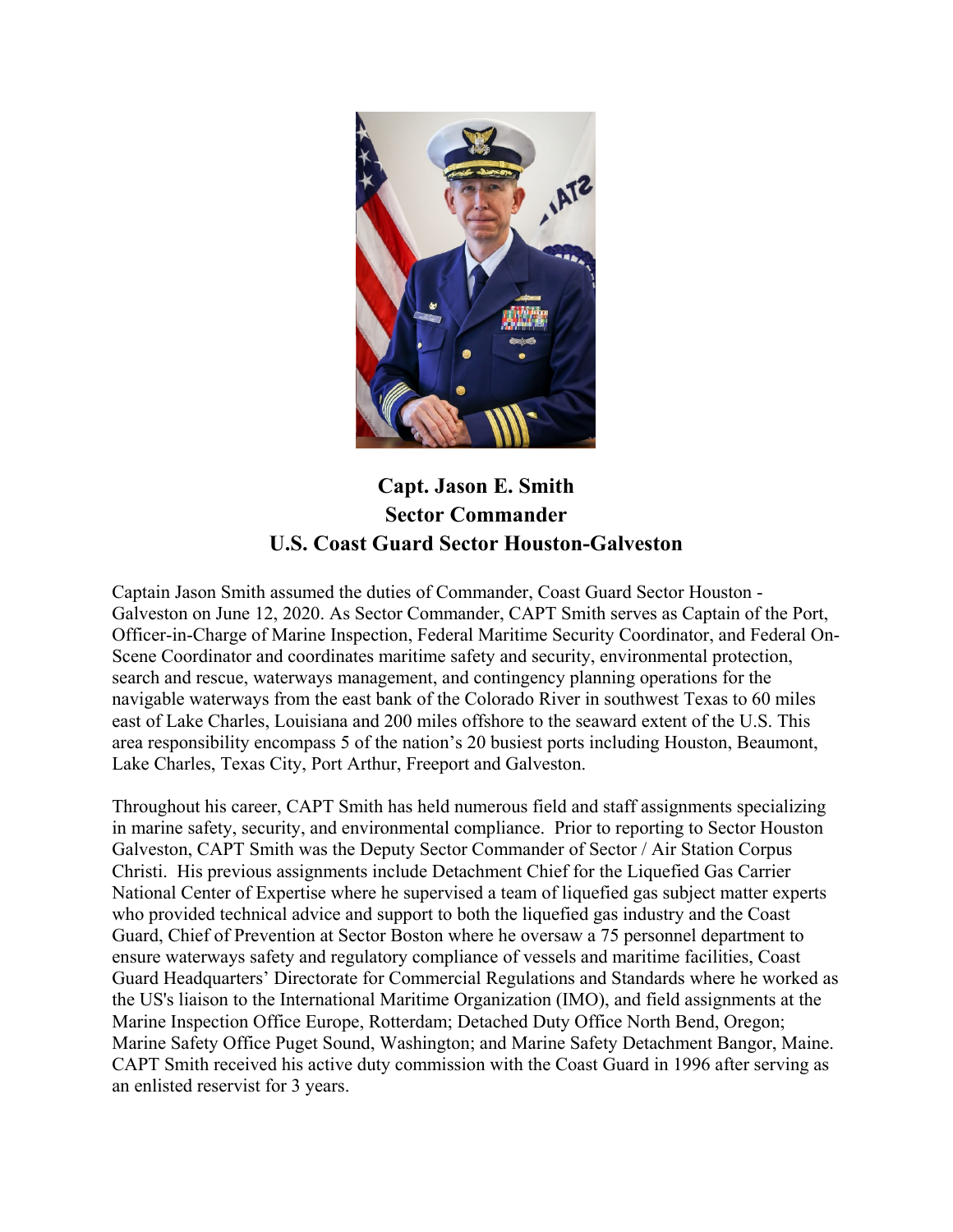# Capt. Jason E. Smith
## Sector Commander
## U.S. Coast Guard Sector Houston-Galveston

Captain Jason Smith assumed the duties of Commander, Coast Guard Sector Houston - Galveston on June 12, 2020. As Sector Commander, CAPT Smith serves as Captain of the Port, Officer-in-Charge of Marine Inspection, Federal Maritime Security Coordinator, and Federal On-Scene Coordinator and coordinates maritime safety and security, environmental protection, search and rescue, waterways management, and contingency planning operations for the navigable waterways from the east bank of the Colorado River in southwest Texas to 60 miles east of Lake Charles, Louisiana and 200 miles offshore to the seaward extent of the U.S. This area responsibility encompass 5 of the nation's 20 busiest ports including Houston, Beaumont, Lake Charles, Texas City, Port Arthur, Freeport and Galveston.

Throughout his career, CAPT Smith has held numerous field and staff assignments specializing in marine safety, security, and environmental compliance. Prior to reporting to Sector Houston Galveston, CAPT Smith was the Deputy Sector Commander of Sector / Air Station Corpus Christi. His previous assignments include Detachment Chief for the Liquefied Gas Carrier National Center of Expertise where he supervised a team of liquefied gas subject matter experts who provided technical advice and support to both the liquefied gas industry and the Coast Guard, Chief of Prevention at Sector Boston where he oversaw a 75 personnel department to ensure waterways safety and regulatory compliance of vessels and maritime facilities, Coast Guard Headquarters' Directorate for Commercial Regulations and Standards where he worked as the US's liaison to the International Maritime Organization (IMO), and field assignments at the Marine Inspection Office Europe, Rotterdam; Detached Duty Office North Bend, Oregon; Marine Safety Office Puget Sound, Washington; and Marine Safety Detachment Bangor, Maine. CAPT Smith received his active duty commission with the Coast Guard in 1996 after serving as an enlisted reservist for 3 years.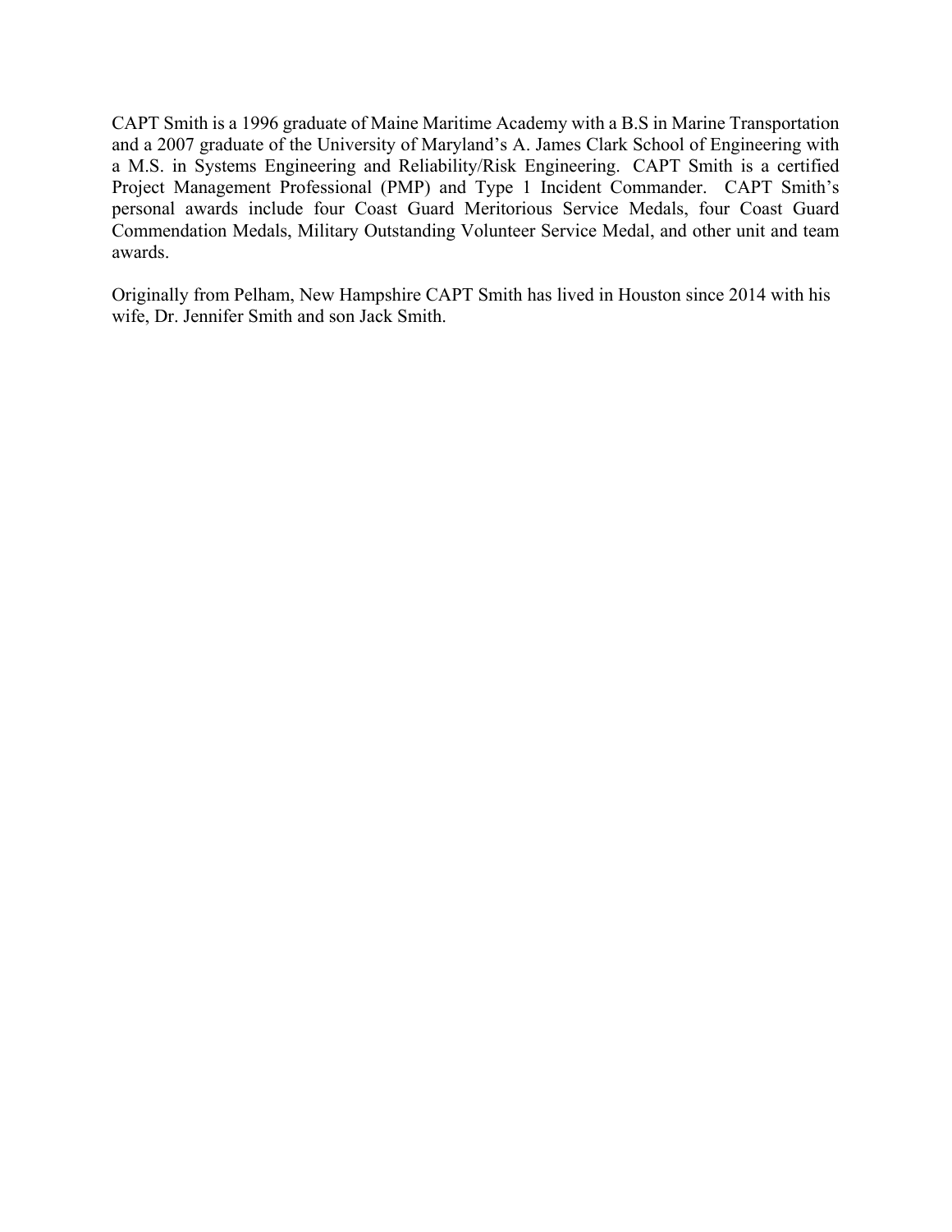CAPT Smith is a 1996 graduate of Maine Maritime Academy with a B.S in Marine Transportation and a 2007 graduate of the University of Maryland's A. James Clark School of Engineering with a M.S. in Systems Engineering and Reliability/Risk Engineering. CAPT Smith is a certified Project Management Professional (PMP) and Type 1 Incident Commander. CAPT Smith's personal awards include four Coast Guard Meritorious Service Medals, four Coast Guard Commendation Medals, Military Outstanding Volunteer Service Medal, and other unit and team awards.

Originally from Pelham, New Hampshire CAPT Smith has lived in Houston since 2014 with his wife, Dr. Jennifer Smith and son Jack Smith.